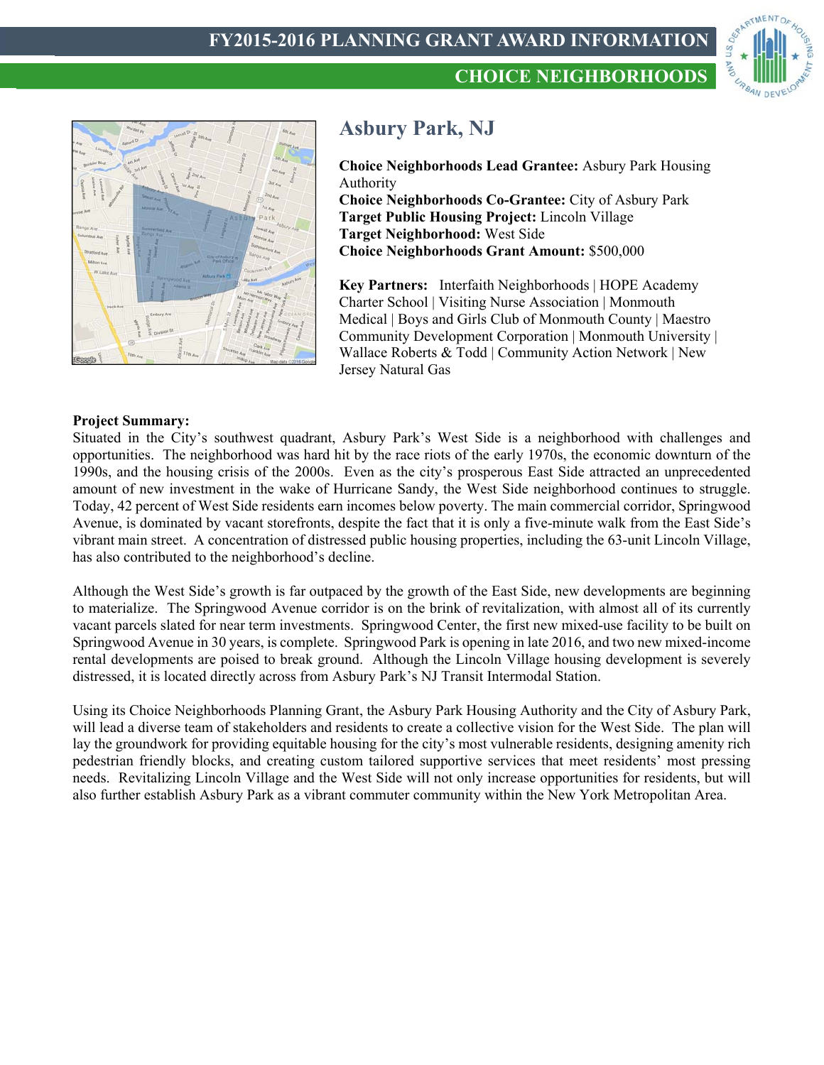# FY2015-2016 PLANNING GRANT AWARD INFORMATION

## CHOICE NEIGHBORHOODS

## Asbury Park, NJ

**Choice Neighborhoods Lead Grantee:** Asbury Park Housing Authority
**Choice Neighborhoods Co-Grantee:** City of Asbury Park
**Target Public Housing Project:** Lincoln Village
**Target Neighborhood:** West Side
**Choice Neighborhoods Grant Amount:** $500,000

**Key Partners:** Interfaith Neighborhoods | HOPE Academy Charter School | Visiting Nurse Association | Monmouth Medical | Boys and Girls Club of Monmouth County | Maestro Community Development Corporation | Monmouth University | Wallace Roberts & Todd | Community Action Network | New Jersey Natural Gas

**Project Summary:**

Situated in the City's southwest quadrant, Asbury Park's West Side is a neighborhood with challenges and opportunities. The neighborhood was hard hit by the race riots of the early 1970s, the economic downturn of the 1990s, and the housing crisis of the 2000s. Even as the city's prosperous East Side attracted an unprecedented amount of new investment in the wake of Hurricane Sandy, the West Side neighborhood continues to struggle. Today, 42 percent of West Side residents earn incomes below poverty. The main commercial corridor, Springwood Avenue, is dominated by vacant storefronts, despite the fact that it is only a five-minute walk from the East Side's vibrant main street. A concentration of distressed public housing properties, including the 63-unit Lincoln Village, has also contributed to the neighborhood's decline.

Although the West Side's growth is far outpaced by the growth of the East Side, new developments are beginning to materialize. The Springwood Avenue corridor is on the brink of revitalization, with almost all of its currently vacant parcels slated for near term investments. Springwood Center, the first new mixed-use facility to be built on Springwood Avenue in 30 years, is complete. Springwood Park is opening in late 2016, and two new mixed-income rental developments are poised to break ground. Although the Lincoln Village housing development is severely distressed, it is located directly across from Asbury Park's NJ Transit Intermodal Station.

Using its Choice Neighborhoods Planning Grant, the Asbury Park Housing Authority and the City of Asbury Park, will lead a diverse team of stakeholders and residents to create a collective vision for the West Side. The plan will lay the groundwork for providing equitable housing for the city's most vulnerable residents, designing amenity rich pedestrian friendly blocks, and creating custom tailored supportive services that meet residents' most pressing needs. Revitalizing Lincoln Village and the West Side will not only increase opportunities for residents, but will also further establish Asbury Park as a vibrant commuter community within the New York Metropolitan Area.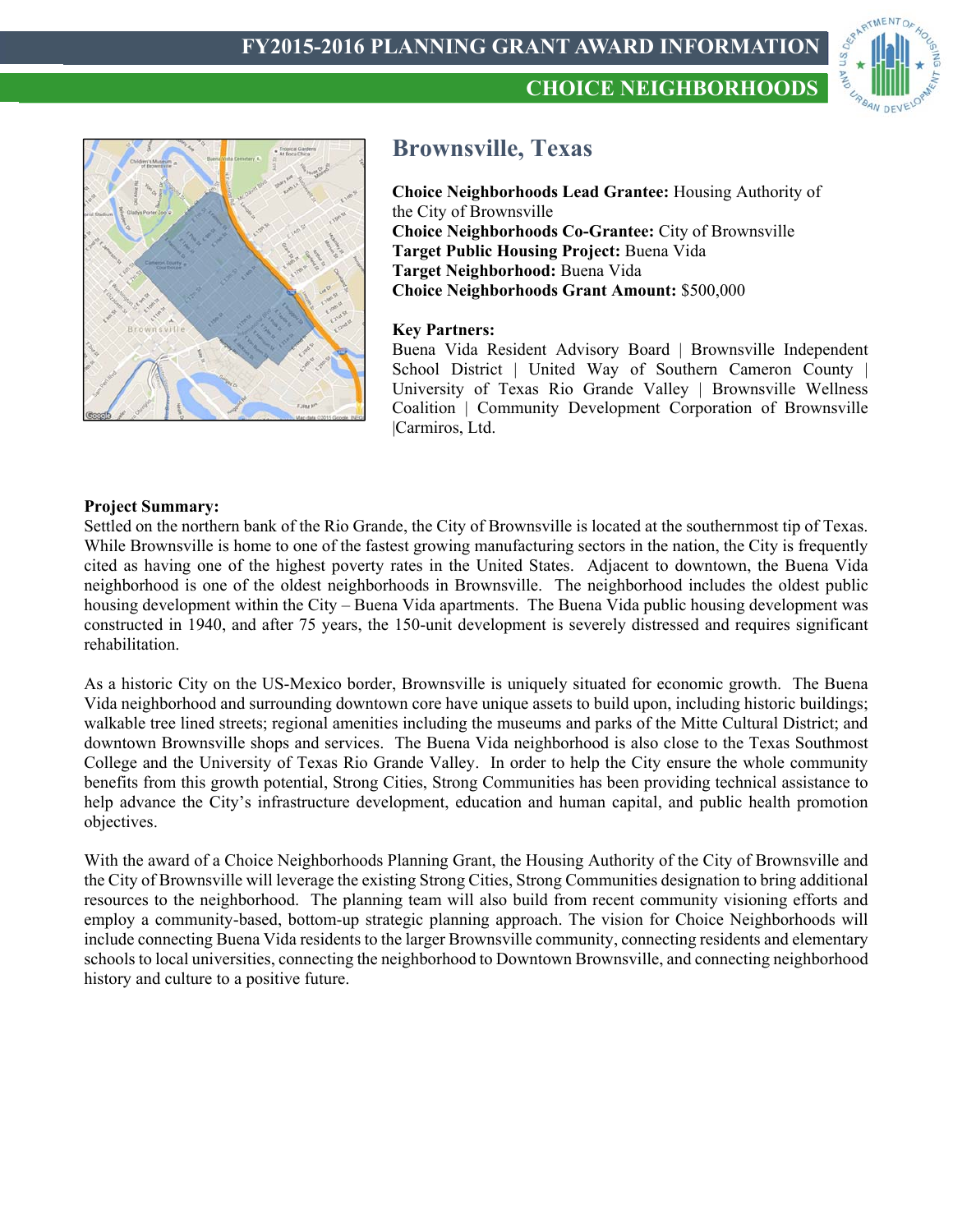# Brownsville, Texas

**Choice Neighborhoods Lead Grantee:** Housing Authority of the City of Brownsville
**Choice Neighborhoods Co-Grantee:** City of Brownsville
**Target Public Housing Project:** Buena Vida
**Target Neighborhood:** Buena Vida
**Choice Neighborhoods Grant Amount:** $500,000

**Key Partners:**
Buena Vida Resident Advisory Board | Brownsville Independent School District | United Way of Southern Cameron County | University of Texas Rio Grande Valley | Brownsville Wellness Coalition | Community Development Corporation of Brownsville |Carmiros, Ltd.

**Project Summary:**
Settled on the northern bank of the Rio Grande, the City of Brownsville is located at the southernmost tip of Texas. While Brownsville is home to one of the fastest growing manufacturing sectors in the nation, the City is frequently cited as having one of the highest poverty rates in the United States. Adjacent to downtown, the Buena Vida neighborhood is one of the oldest neighborhoods in Brownsville. The neighborhood includes the oldest public housing development within the City – Buena Vida apartments. The Buena Vida public housing development was constructed in 1940, and after 75 years, the 150-unit development is severely distressed and requires significant rehabilitation.

As a historic City on the US-Mexico border, Brownsville is uniquely situated for economic growth. The Buena Vida neighborhood and surrounding downtown core have unique assets to build upon, including historic buildings; walkable tree lined streets; regional amenities including the museums and parks of the Mitte Cultural District; and downtown Brownsville shops and services. The Buena Vida neighborhood is also close to the Texas Southmost College and the University of Texas Rio Grande Valley. In order to help the City ensure the whole community benefits from this growth potential, Strong Cities, Strong Communities has been providing technical assistance to help advance the City's infrastructure development, education and human capital, and public health promotion objectives.

With the award of a Choice Neighborhoods Planning Grant, the Housing Authority of the City of Brownsville and the City of Brownsville will leverage the existing Strong Cities, Strong Communities designation to bring additional resources to the neighborhood. The planning team will also build from recent community visioning efforts and employ a community-based, bottom-up strategic planning approach. The vision for Choice Neighborhoods will include connecting Buena Vida residents to the larger Brownsville community, connecting residents and elementary schools to local universities, connecting the neighborhood to Downtown Brownsville, and connecting neighborhood history and culture to a positive future.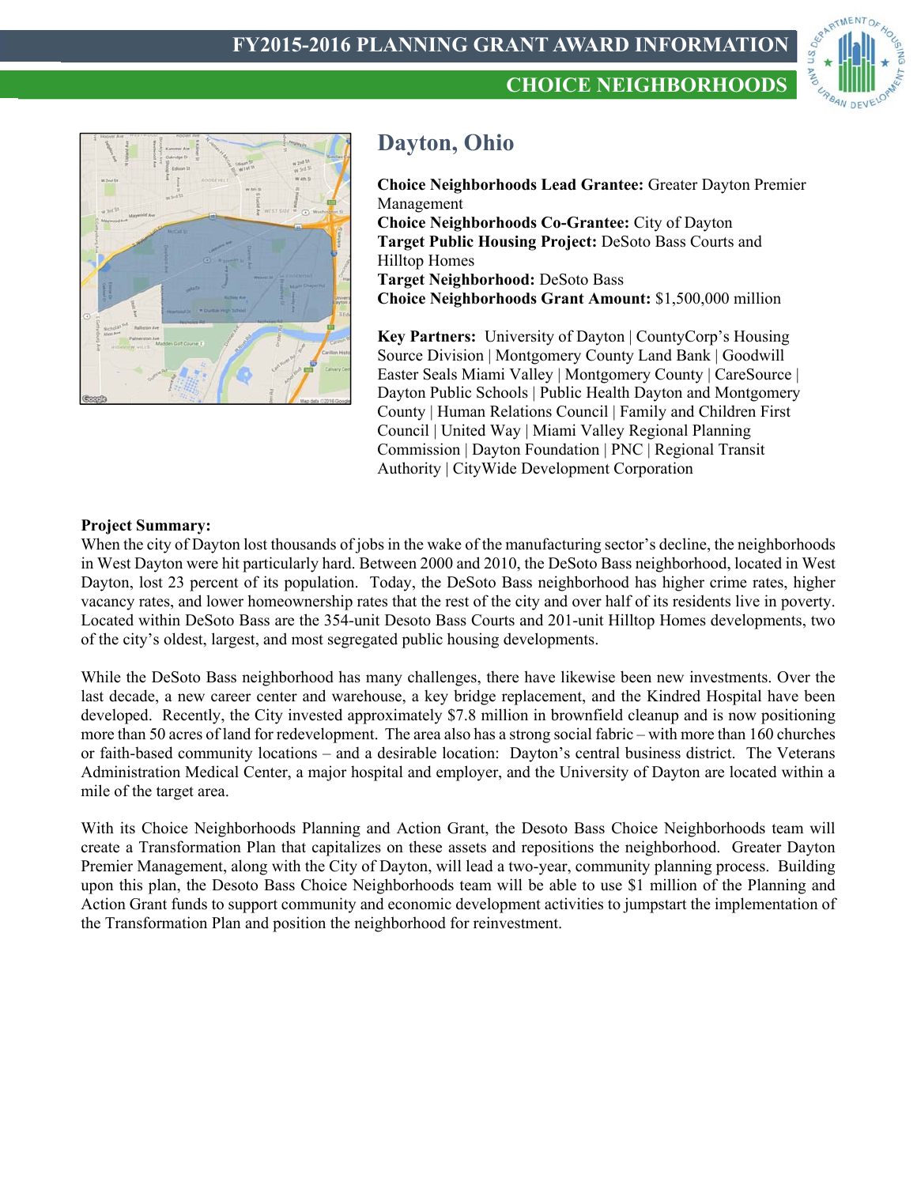# FY2015-2016 PLANNING GRANT AWARD INFORMATION

## CHOICE NEIGHBORHOODS

## Dayton, Ohio

**Choice Neighborhoods Lead Grantee:** Greater Dayton Premier Management
**Choice Neighborhoods Co-Grantee:** City of Dayton
**Target Public Housing Project:** DeSoto Bass Courts and Hilltop Homes
**Target Neighborhood:** DeSoto Bass
**Choice Neighborhoods Grant Amount:** $1,500,000 million

**Key Partners:** University of Dayton | CountyCorp's Housing Source Division | Montgomery County Land Bank | Goodwill Easter Seals Miami Valley | Montgomery County | CareSource | Dayton Public Schools | Public Health Dayton and Montgomery County | Human Relations Council | Family and Children First Council | United Way | Miami Valley Regional Planning Commission | Dayton Foundation | PNC | Regional Transit Authority | CityWide Development Corporation

**Project Summary:**

When the city of Dayton lost thousands of jobs in the wake of the manufacturing sector's decline, the neighborhoods in West Dayton were hit particularly hard. Between 2000 and 2010, the DeSoto Bass neighborhood, located in West Dayton, lost 23 percent of its population. Today, the DeSoto Bass neighborhood has higher crime rates, higher vacancy rates, and lower homeownership rates that the rest of the city and over half of its residents live in poverty. Located within DeSoto Bass are the 354-unit Desoto Bass Courts and 201-unit Hilltop Homes developments, two of the city's oldest, largest, and most segregated public housing developments.

While the DeSoto Bass neighborhood has many challenges, there have likewise been new investments. Over the last decade, a new career center and warehouse, a key bridge replacement, and the Kindred Hospital have been developed. Recently, the City invested approximately $7.8 million in brownfield cleanup and is now positioning more than 50 acres of land for redevelopment. The area also has a strong social fabric – with more than 160 churches or faith-based community locations – and a desirable location: Dayton's central business district. The Veterans Administration Medical Center, a major hospital and employer, and the University of Dayton are located within a mile of the target area.

With its Choice Neighborhoods Planning and Action Grant, the Desoto Bass Choice Neighborhoods team will create a Transformation Plan that capitalizes on these assets and repositions the neighborhood. Greater Dayton Premier Management, along with the City of Dayton, will lead a two-year, community planning process. Building upon this plan, the Desoto Bass Choice Neighborhoods team will be able to use $1 million of the Planning and Action Grant funds to support community and economic development activities to jumpstart the implementation of the Transformation Plan and position the neighborhood for reinvestment.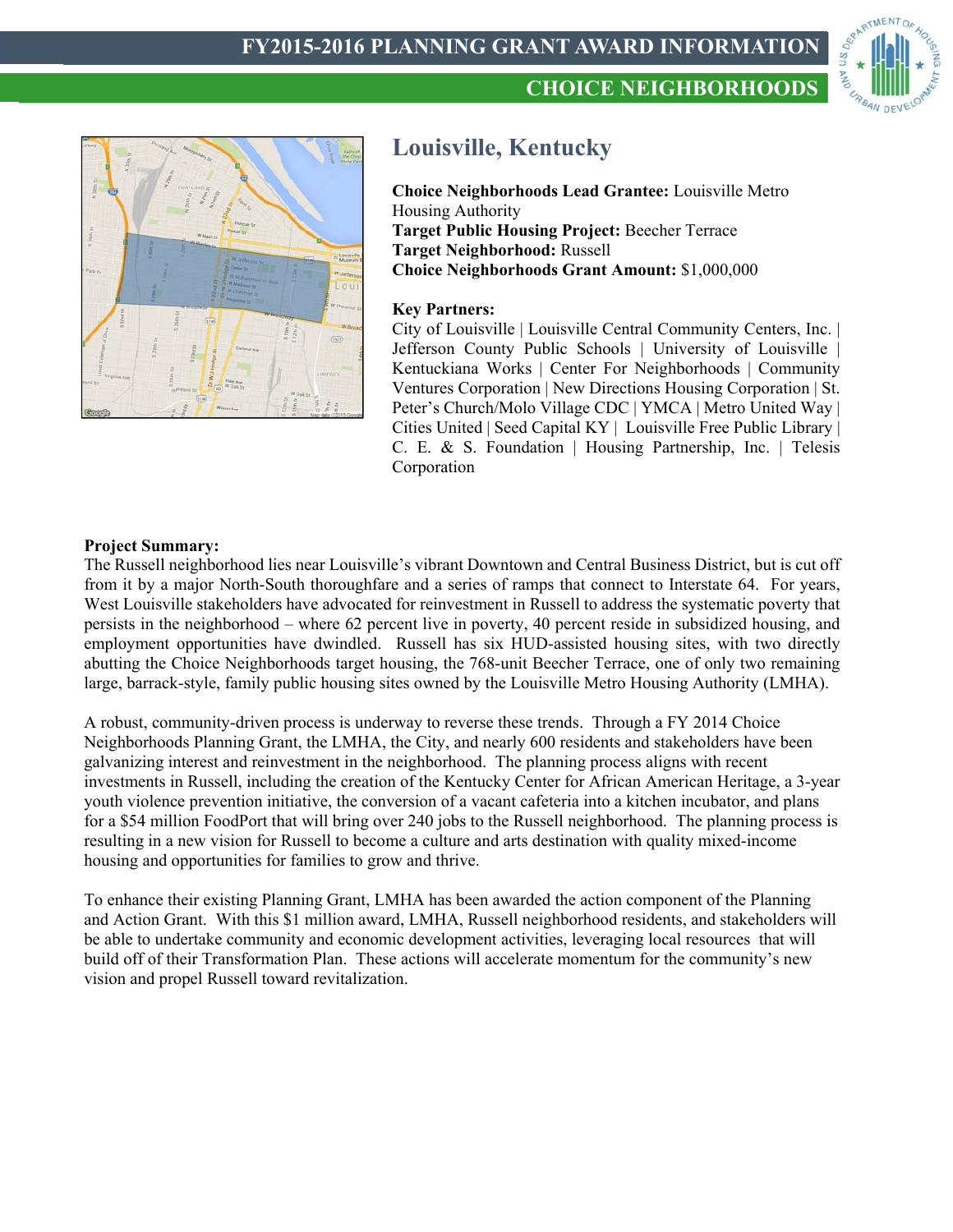# FY2015-2016 PLANNING GRANT AWARD INFORMATION

## CHOICE NEIGHBORHOODS

## Louisville, Kentucky

**Choice Neighborhoods Lead Grantee:** Louisville Metro Housing Authority
**Target Public Housing Project:** Beecher Terrace
**Target Neighborhood:** Russell
**Choice Neighborhoods Grant Amount:** $1,000,000

**Key Partners:**
City of Louisville | Louisville Central Community Centers, Inc. | Jefferson County Public Schools | University of Louisville | Kentuckiana Works | Center For Neighborhoods | Community Ventures Corporation | New Directions Housing Corporation | St. Peter's Church/Molo Village CDC | YMCA | Metro United Way | Cities United | Seed Capital KY | Louisville Free Public Library | C. E. & S. Foundation | Housing Partnership, Inc. | Telesis Corporation

**Project Summary:**

The Russell neighborhood lies near Louisville's vibrant Downtown and Central Business District, but is cut off from it by a major North-South thoroughfare and a series of ramps that connect to Interstate 64. For years, West Louisville stakeholders have advocated for reinvestment in Russell to address the systematic poverty that persists in the neighborhood – where 62 percent live in poverty, 40 percent reside in subsidized housing, and employment opportunities have dwindled. Russell has six HUD-assisted housing sites, with two directly abutting the Choice Neighborhoods target housing, the 768-unit Beecher Terrace, one of only two remaining large, barrack-style, family public housing sites owned by the Louisville Metro Housing Authority (LMHA).

A robust, community-driven process is underway to reverse these trends. Through a FY 2014 Choice Neighborhoods Planning Grant, the LMHA, the City, and nearly 600 residents and stakeholders have been galvanizing interest and reinvestment in the neighborhood. The planning process aligns with recent investments in Russell, including the creation of the Kentucky Center for African American Heritage, a 3-year youth violence prevention initiative, the conversion of a vacant cafeteria into a kitchen incubator, and plans for a $54 million FoodPort that will bring over 240 jobs to the Russell neighborhood. The planning process is resulting in a new vision for Russell to become a culture and arts destination with quality mixed-income housing and opportunities for families to grow and thrive.

To enhance their existing Planning Grant, LMHA has been awarded the action component of the Planning and Action Grant. With this $1 million award, LMHA, Russell neighborhood residents, and stakeholders will be able to undertake community and economic development activities, leveraging local resources that will build off of their Transformation Plan. These actions will accelerate momentum for the community's new vision and propel Russell toward revitalization.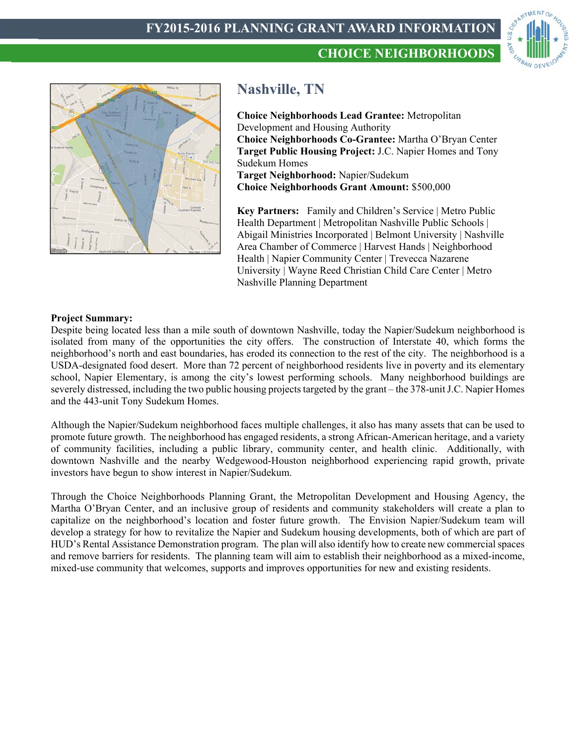# FY2015-2016 PLANNING GRANT AWARD INFORMATION

## CHOICE NEIGHBORHOODS

## Nashville, TN

**Choice Neighborhoods Lead Grantee:** Metropolitan Development and Housing Authority
**Choice Neighborhoods Co-Grantee:** Martha O'Bryan Center
**Target Public Housing Project:** J.C. Napier Homes and Tony Sudekum Homes
**Target Neighborhood:** Napier/Sudekum
**Choice Neighborhoods Grant Amount:** $500,000

**Key Partners:** Family and Children's Service | Metro Public Health Department | Metropolitan Nashville Public Schools | Abigail Ministries Incorporated | Belmont University | Nashville Area Chamber of Commerce | Harvest Hands | Neighborhood Health | Napier Community Center | Trevecca Nazarene University | Wayne Reed Christian Child Care Center | Metro Nashville Planning Department

**Project Summary:**

Despite being located less than a mile south of downtown Nashville, today the Napier/Sudekum neighborhood is isolated from many of the opportunities the city offers. The construction of Interstate 40, which forms the neighborhood's north and east boundaries, has eroded its connection to the rest of the city. The neighborhood is a USDA-designated food desert. More than 72 percent of neighborhood residents live in poverty and its elementary school, Napier Elementary, is among the city's lowest performing schools. Many neighborhood buildings are severely distressed, including the two public housing projects targeted by the grant – the 378-unit J.C. Napier Homes and the 443-unit Tony Sudekum Homes.

Although the Napier/Sudekum neighborhood faces multiple challenges, it also has many assets that can be used to promote future growth. The neighborhood has engaged residents, a strong African-American heritage, and a variety of community facilities, including a public library, community center, and health clinic. Additionally, with downtown Nashville and the nearby Wedgewood-Houston neighborhood experiencing rapid growth, private investors have begun to show interest in Napier/Sudekum.

Through the Choice Neighborhoods Planning Grant, the Metropolitan Development and Housing Agency, the Martha O'Bryan Center, and an inclusive group of residents and community stakeholders will create a plan to capitalize on the neighborhood's location and foster future growth. The Envision Napier/Sudekum team will develop a strategy for how to revitalize the Napier and Sudekum housing developments, both of which are part of HUD's Rental Assistance Demonstration program. The plan will also identify how to create new commercial spaces and remove barriers for residents. The planning team will aim to establish their neighborhood as a mixed-income, mixed-use community that welcomes, supports and improves opportunities for new and existing residents.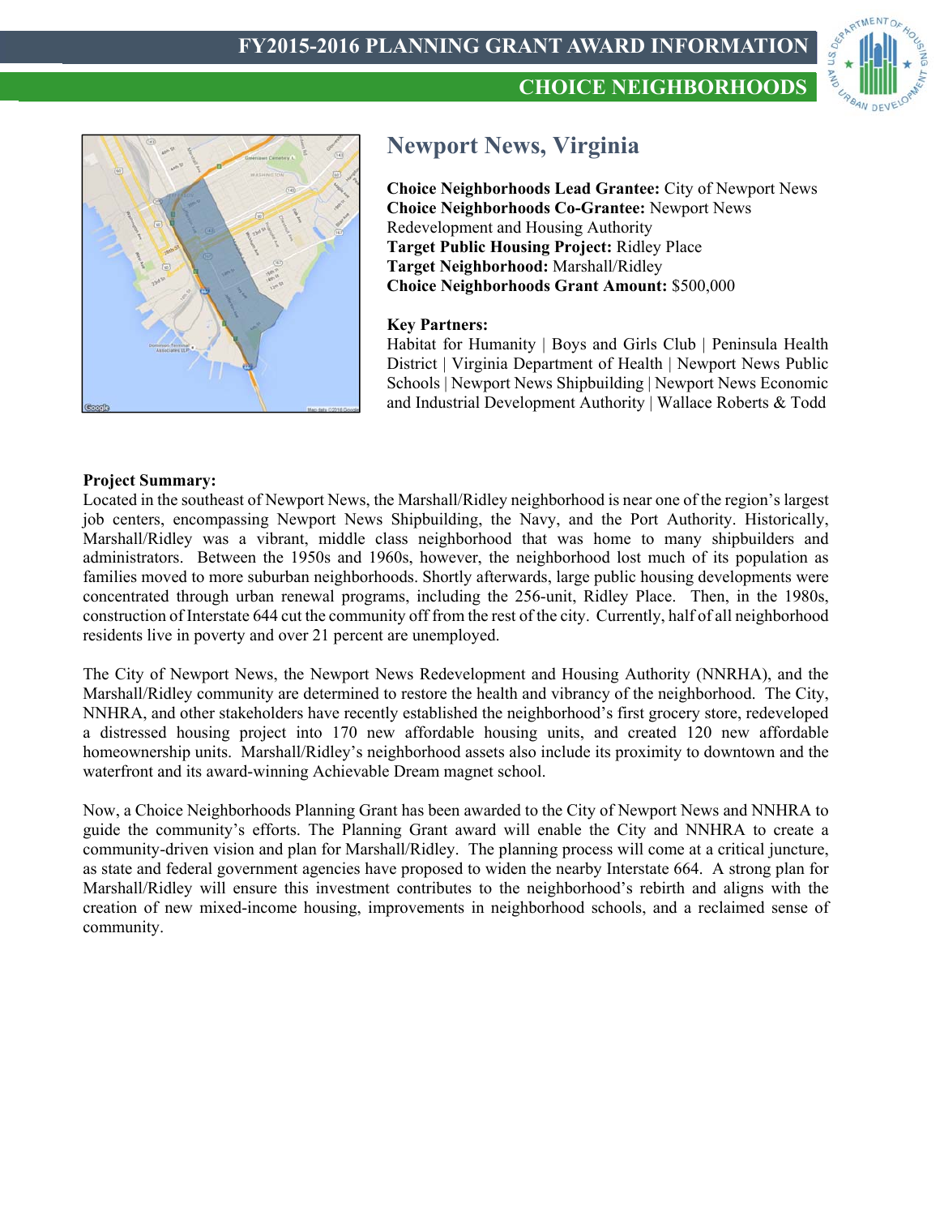# FY2015-2016 PLANNING GRANT AWARD INFORMATION

## CHOICE NEIGHBORHOODS

## Newport News, Virginia

**Choice Neighborhoods Lead Grantee:** City of Newport News
**Choice Neighborhoods Co-Grantee:** Newport News Redevelopment and Housing Authority
**Target Public Housing Project:** Ridley Place
**Target Neighborhood:** Marshall/Ridley
**Choice Neighborhoods Grant Amount:** $500,000

**Key Partners:**
Habitat for Humanity | Boys and Girls Club | Peninsula Health District | Virginia Department of Health | Newport News Public Schools | Newport News Shipbuilding | Newport News Economic and Industrial Development Authority | Wallace Roberts & Todd

**Project Summary:**
Located in the southeast of Newport News, the Marshall/Ridley neighborhood is near one of the region's largest job centers, encompassing Newport News Shipbuilding, the Navy, and the Port Authority. Historically, Marshall/Ridley was a vibrant, middle class neighborhood that was home to many shipbuilders and administrators. Between the 1950s and 1960s, however, the neighborhood lost much of its population as families moved to more suburban neighborhoods. Shortly afterwards, large public housing developments were concentrated through urban renewal programs, including the 256-unit, Ridley Place. Then, in the 1980s, construction of Interstate 644 cut the community off from the rest of the city. Currently, half of all neighborhood residents live in poverty and over 21 percent are unemployed.

The City of Newport News, the Newport News Redevelopment and Housing Authority (NNRHA), and the Marshall/Ridley community are determined to restore the health and vibrancy of the neighborhood. The City, NNHRA, and other stakeholders have recently established the neighborhood's first grocery store, redeveloped a distressed housing project into 170 new affordable housing units, and created 120 new affordable homeownership units. Marshall/Ridley's neighborhood assets also include its proximity to downtown and the waterfront and its award-winning Achievable Dream magnet school.

Now, a Choice Neighborhoods Planning Grant has been awarded to the City of Newport News and NNHRA to guide the community's efforts. The Planning Grant award will enable the City and NNHRA to create a community-driven vision and plan for Marshall/Ridley. The planning process will come at a critical juncture, as state and federal government agencies have proposed to widen the nearby Interstate 664. A strong plan for Marshall/Ridley will ensure this investment contributes to the neighborhood's rebirth and aligns with the creation of new mixed-income housing, improvements in neighborhood schools, and a reclaimed sense of community.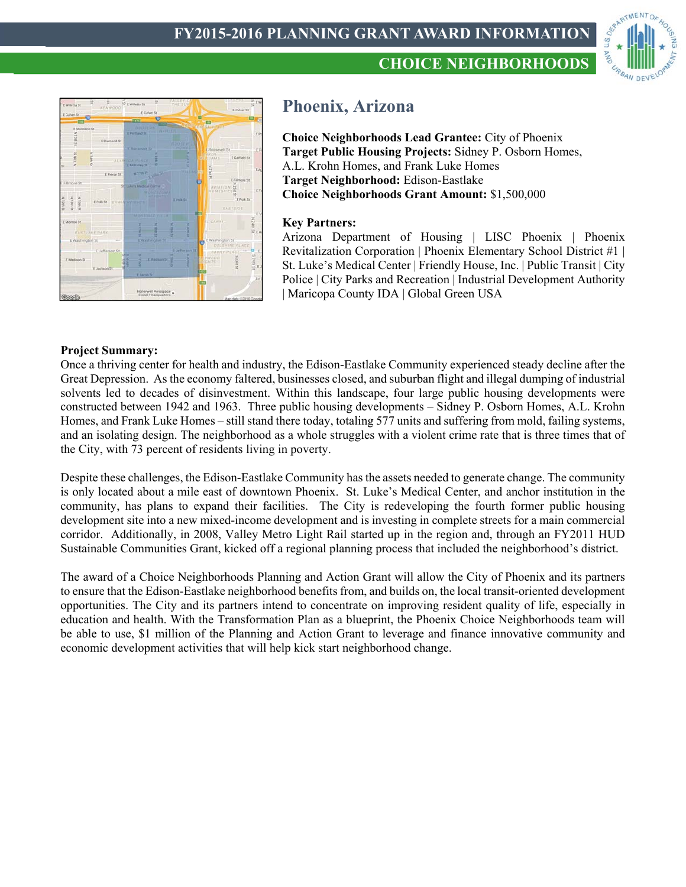FY2015-2016 PLANNING GRANT AWARD INFORMATION

CHOICE NEIGHBORHOODS

# Phoenix, Arizona

**Choice Neighborhoods Lead Grantee:** City of Phoenix
**Target Public Housing Projects:** Sidney P. Osborn Homes, A.L. Krohn Homes, and Frank Luke Homes
**Target Neighborhood:** Edison-Eastlake
**Choice Neighborhoods Grant Amount:** $1,500,000

**Key Partners:**
Arizona Department of Housing | LISC Phoenix | Phoenix Revitalization Corporation | Phoenix Elementary School District #1 | St. Luke's Medical Center | Friendly House, Inc. | Public Transit | City Police | City Parks and Recreation | Industrial Development Authority | Maricopa County IDA | Global Green USA

**Project Summary:**
Once a thriving center for health and industry, the Edison-Eastlake Community experienced steady decline after the Great Depression. As the economy faltered, businesses closed, and suburban flight and illegal dumping of industrial solvents led to decades of disinvestment. Within this landscape, four large public housing developments were constructed between 1942 and 1963. Three public housing developments – Sidney P. Osborn Homes, A.L. Krohn Homes, and Frank Luke Homes – still stand there today, totaling 577 units and suffering from mold, failing systems, and an isolating design. The neighborhood as a whole struggles with a violent crime rate that is three times that of the City, with 73 percent of residents living in poverty.

Despite these challenges, the Edison-Eastlake Community has the assets needed to generate change. The community is only located about a mile east of downtown Phoenix. St. Luke's Medical Center, and anchor institution in the community, has plans to expand their facilities. The City is redeveloping the fourth former public housing development site into a new mixed-income development and is investing in complete streets for a main commercial corridor. Additionally, in 2008, Valley Metro Light Rail started up in the region and, through an FY2011 HUD Sustainable Communities Grant, kicked off a regional planning process that included the neighborhood's district.

The award of a Choice Neighborhoods Planning and Action Grant will allow the City of Phoenix and its partners to ensure that the Edison-Eastlake neighborhood benefits from, and builds on, the local transit-oriented development opportunities. The City and its partners intend to concentrate on improving resident quality of life, especially in education and health. With the Transformation Plan as a blueprint, the Phoenix Choice Neighborhoods team will be able to use, $1 million of the Planning and Action Grant to leverage and finance innovative community and economic development activities that will help kick start neighborhood change.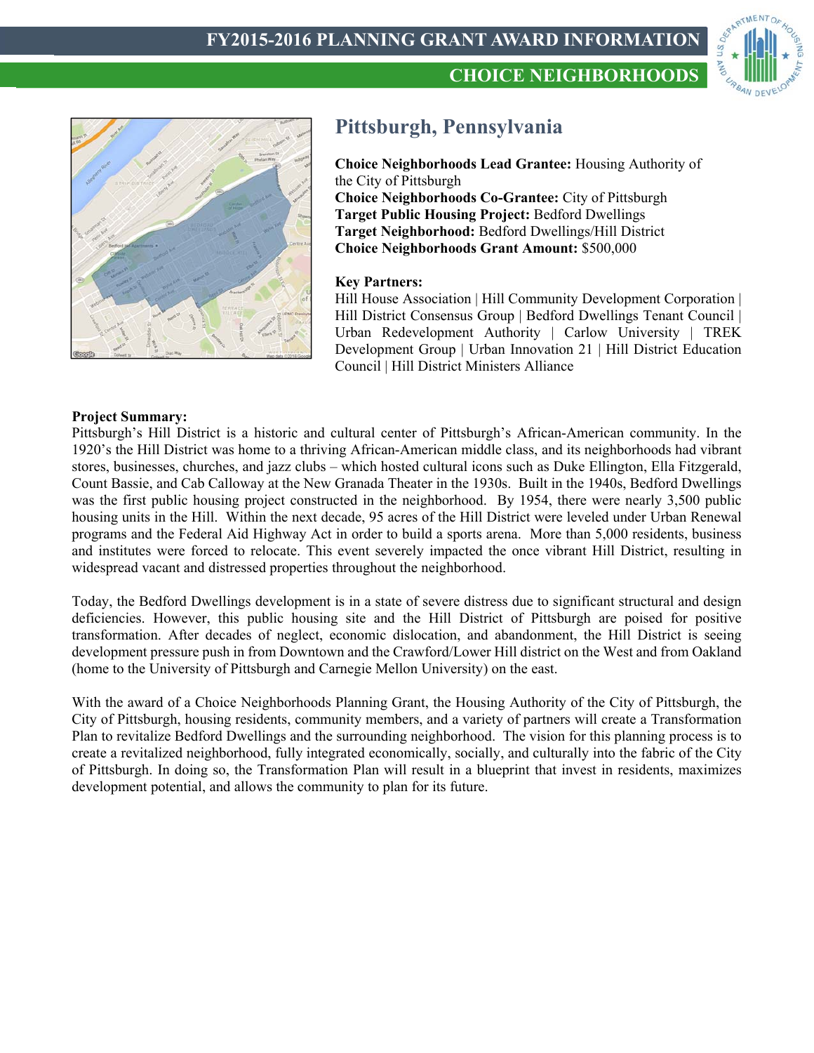# Pittsburgh, Pennsylvania

**Choice Neighborhoods Lead Grantee:** Housing Authority of the City of Pittsburgh
**Choice Neighborhoods Co-Grantee:** City of Pittsburgh
**Target Public Housing Project:** Bedford Dwellings
**Target Neighborhood:** Bedford Dwellings/Hill District
**Choice Neighborhoods Grant Amount:** $500,000

**Key Partners:**
Hill House Association | Hill Community Development Corporation | Hill District Consensus Group | Bedford Dwellings Tenant Council | Urban Redevelopment Authority | Carlow University | TREK Development Group | Urban Innovation 21 | Hill District Education Council | Hill District Ministers Alliance

**Project Summary:**
Pittsburgh's Hill District is a historic and cultural center of Pittsburgh's African-American community. In the 1920's the Hill District was home to a thriving African-American middle class, and its neighborhoods had vibrant stores, businesses, churches, and jazz clubs – which hosted cultural icons such as Duke Ellington, Ella Fitzgerald, Count Bassie, and Cab Calloway at the New Granada Theater in the 1930s. Built in the 1940s, Bedford Dwellings was the first public housing project constructed in the neighborhood. By 1954, there were nearly 3,500 public housing units in the Hill. Within the next decade, 95 acres of the Hill District were leveled under Urban Renewal programs and the Federal Aid Highway Act in order to build a sports arena. More than 5,000 residents, business and institutes were forced to relocate. This event severely impacted the once vibrant Hill District, resulting in widespread vacant and distressed properties throughout the neighborhood.

Today, the Bedford Dwellings development is in a state of severe distress due to significant structural and design deficiencies. However, this public housing site and the Hill District of Pittsburgh are poised for positive transformation. After decades of neglect, economic dislocation, and abandonment, the Hill District is seeing development pressure push in from Downtown and the Crawford/Lower Hill district on the West and from Oakland (home to the University of Pittsburgh and Carnegie Mellon University) on the east.

With the award of a Choice Neighborhoods Planning Grant, the Housing Authority of the City of Pittsburgh, the City of Pittsburgh, housing residents, community members, and a variety of partners will create a Transformation Plan to revitalize Bedford Dwellings and the surrounding neighborhood. The vision for this planning process is to create a revitalized neighborhood, fully integrated economically, socially, and culturally into the fabric of the City of Pittsburgh. In doing so, the Transformation Plan will result in a blueprint that invest in residents, maximizes development potential, and allows the community to plan for its future.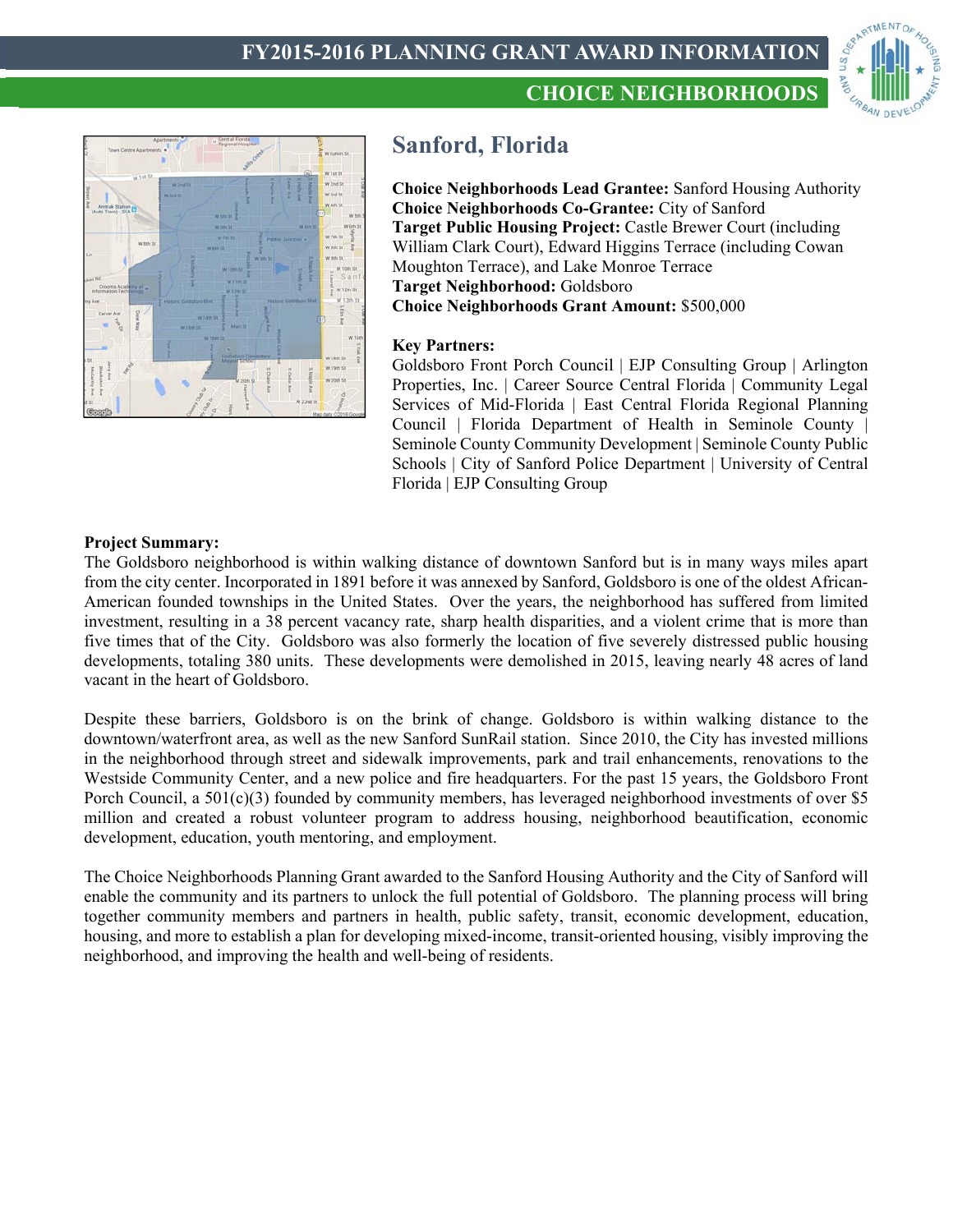# FY2015-2016 PLANNING GRANT AWARD INFORMATION

## CHOICE NEIGHBORHOODS

## Sanford, Florida

**Choice Neighborhoods Lead Grantee:** Sanford Housing Authority
**Choice Neighborhoods Co-Grantee:** City of Sanford
**Target Public Housing Project:** Castle Brewer Court (including William Clark Court), Edward Higgins Terrace (including Cowan Moughton Terrace), and Lake Monroe Terrace
**Target Neighborhood:** Goldsboro
**Choice Neighborhoods Grant Amount:** $500,000

**Key Partners:**
Goldsboro Front Porch Council | EJP Consulting Group | Arlington Properties, Inc. | Career Source Central Florida | Community Legal Services of Mid-Florida | East Central Florida Regional Planning Council | Florida Department of Health in Seminole County | Seminole County Community Development | Seminole County Public Schools | City of Sanford Police Department | University of Central Florida | EJP Consulting Group

**Project Summary:**
The Goldsboro neighborhood is within walking distance of downtown Sanford but is in many ways miles apart from the city center. Incorporated in 1891 before it was annexed by Sanford, Goldsboro is one of the oldest African-American founded townships in the United States. Over the years, the neighborhood has suffered from limited investment, resulting in a 38 percent vacancy rate, sharp health disparities, and a violent crime that is more than five times that of the City. Goldsboro was also formerly the location of five severely distressed public housing developments, totaling 380 units. These developments were demolished in 2015, leaving nearly 48 acres of land vacant in the heart of Goldsboro.

Despite these barriers, Goldsboro is on the brink of change. Goldsboro is within walking distance to the downtown/waterfront area, as well as the new Sanford SunRail station. Since 2010, the City has invested millions in the neighborhood through street and sidewalk improvements, park and trail enhancements, renovations to the Westside Community Center, and a new police and fire headquarters. For the past 15 years, the Goldsboro Front Porch Council, a 501(c)(3) founded by community members, has leveraged neighborhood investments of over $5 million and created a robust volunteer program to address housing, neighborhood beautification, economic development, education, youth mentoring, and employment.

The Choice Neighborhoods Planning Grant awarded to the Sanford Housing Authority and the City of Sanford will enable the community and its partners to unlock the full potential of Goldsboro. The planning process will bring together community members and partners in health, public safety, transit, economic development, education, housing, and more to establish a plan for developing mixed-income, transit-oriented housing, visibly improving the neighborhood, and improving the health and well-being of residents.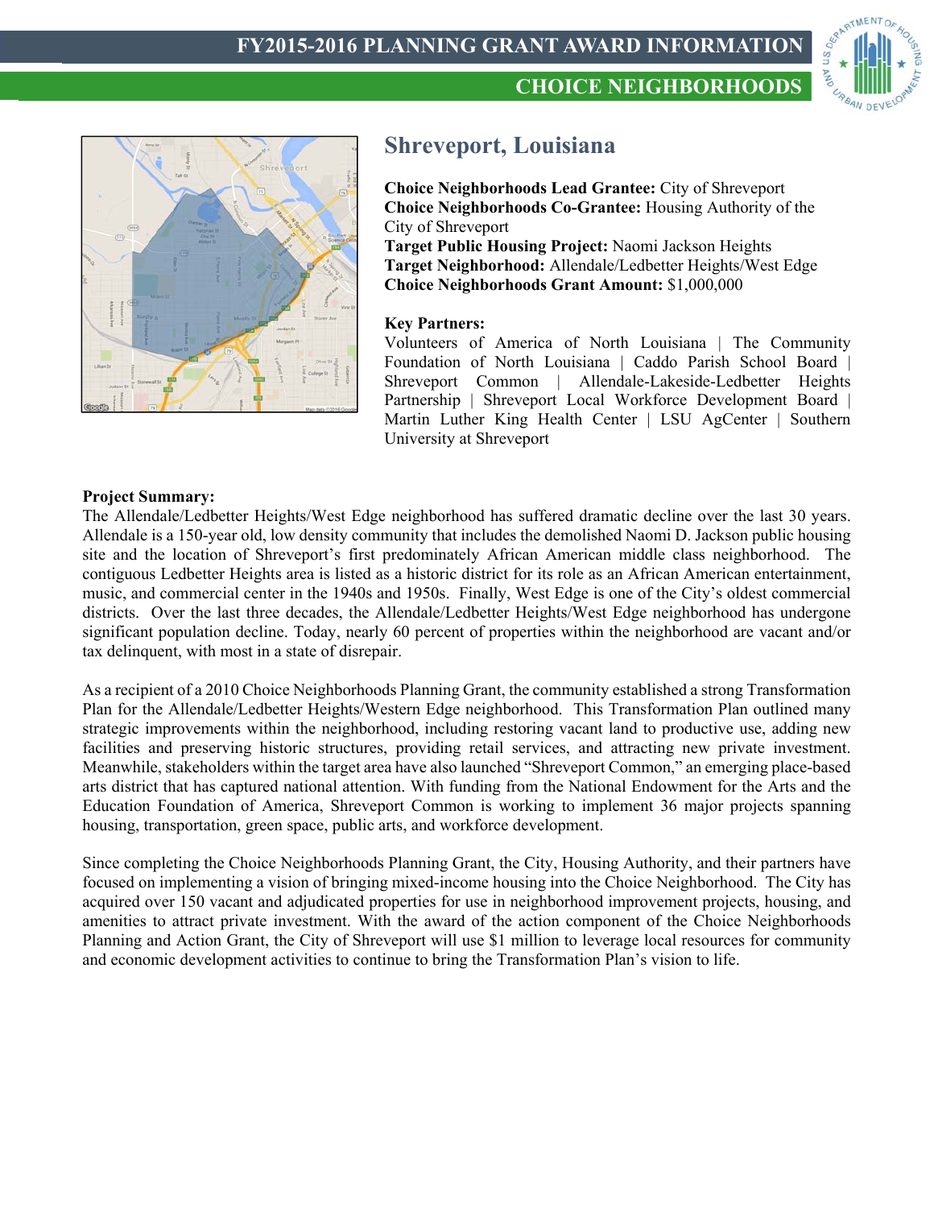# FY2015-2016 PLANNING GRANT AWARD INFORMATION

## CHOICE NEIGHBORHOODS

## Shreveport, Louisiana

**Choice Neighborhoods Lead Grantee:** City of Shreveport
**Choice Neighborhoods Co-Grantee:** Housing Authority of the City of Shreveport
**Target Public Housing Project:** Naomi Jackson Heights
**Target Neighborhood:** Allendale/Ledbetter Heights/West Edge
**Choice Neighborhoods Grant Amount:** $1,000,000

**Key Partners:**
Volunteers of America of North Louisiana | The Community Foundation of North Louisiana | Caddo Parish School Board | Shreveport Common | Allendale-Lakeside-Ledbetter Heights Partnership | Shreveport Local Workforce Development Board | Martin Luther King Health Center | LSU AgCenter | Southern University at Shreveport

**Project Summary:**
The Allendale/Ledbetter Heights/West Edge neighborhood has suffered dramatic decline over the last 30 years. Allendale is a 150-year old, low density community that includes the demolished Naomi D. Jackson public housing site and the location of Shreveport's first predominately African American middle class neighborhood. The contiguous Ledbetter Heights area is listed as a historic district for its role as an African American entertainment, music, and commercial center in the 1940s and 1950s. Finally, West Edge is one of the City's oldest commercial districts. Over the last three decades, the Allendale/Ledbetter Heights/West Edge neighborhood has undergone significant population decline. Today, nearly 60 percent of properties within the neighborhood are vacant and/or tax delinquent, with most in a state of disrepair.

As a recipient of a 2010 Choice Neighborhoods Planning Grant, the community established a strong Transformation Plan for the Allendale/Ledbetter Heights/Western Edge neighborhood. This Transformation Plan outlined many strategic improvements within the neighborhood, including restoring vacant land to productive use, adding new facilities and preserving historic structures, providing retail services, and attracting new private investment. Meanwhile, stakeholders within the target area have also launched "Shreveport Common," an emerging place-based arts district that has captured national attention. With funding from the National Endowment for the Arts and the Education Foundation of America, Shreveport Common is working to implement 36 major projects spanning housing, transportation, green space, public arts, and workforce development.

Since completing the Choice Neighborhoods Planning Grant, the City, Housing Authority, and their partners have focused on implementing a vision of bringing mixed-income housing into the Choice Neighborhood. The City has acquired over 150 vacant and adjudicated properties for use in neighborhood improvement projects, housing, and amenities to attract private investment. With the award of the action component of the Choice Neighborhoods Planning and Action Grant, the City of Shreveport will use $1 million to leverage local resources for community and economic development activities to continue to bring the Transformation Plan's vision to life.